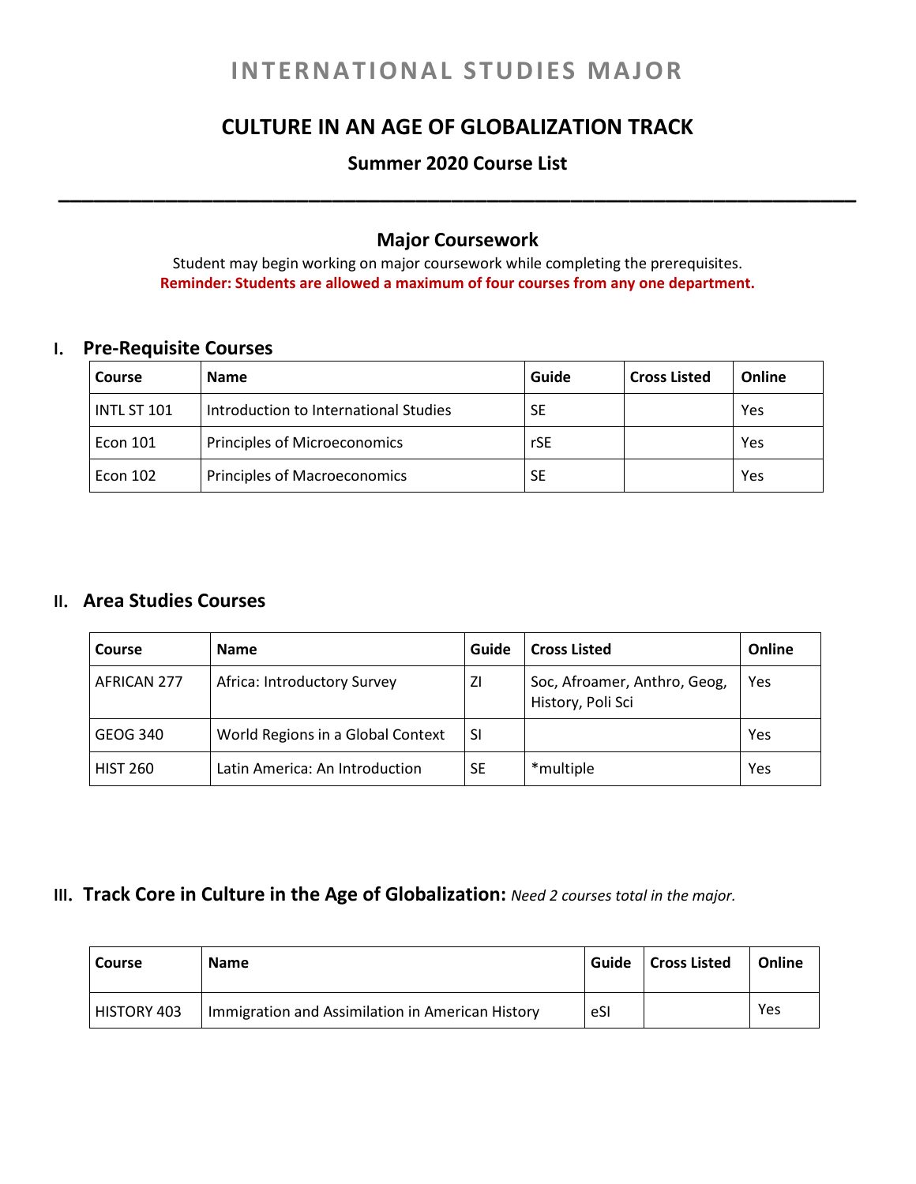# INTERNATIONAL STUDIES MAJOR

## CULTURE IN AN AGE OF GLOBALIZATION TRACK

### Summer 2020 Course List

---

### Major Coursework

Student may begin working on major coursework while completing the prerequisites.

**Reminder: Students are allowed a maximum of four courses from any one department.**

## I. Pre-Requisite Courses

| Course | Name | Guide | Cross Listed | Online |
|---|---|---|---|---|
| INTL ST 101 | Introduction to International Studies | SE | | Yes |
| Econ 101 | Principles of Microeconomics | rSE | | Yes |
| Econ 102 | Principles of Macroeconomics | SE | | Yes |

## II. Area Studies Courses

| Course | Name | Guide | Cross Listed | Online |
|---|---|---|---|---|
| AFRICAN 277 | Africa: Introductory Survey | ZI | Soc, Afroamer, Anthro, Geog, History, Poli Sci | Yes |
| GEOG 340 | World Regions in a Global Context | SI | | Yes |
| HIST 260 | Latin America: An Introduction | SE | *multiple | Yes |

## III. Track Core in Culture in the Age of Globalization: *Need 2 courses total in the major.*

| Course | Name | Guide | Cross Listed | Online |
|---|---|---|---|---|
| HISTORY 403 | Immigration and Assimilation in American History | eSI | | Yes |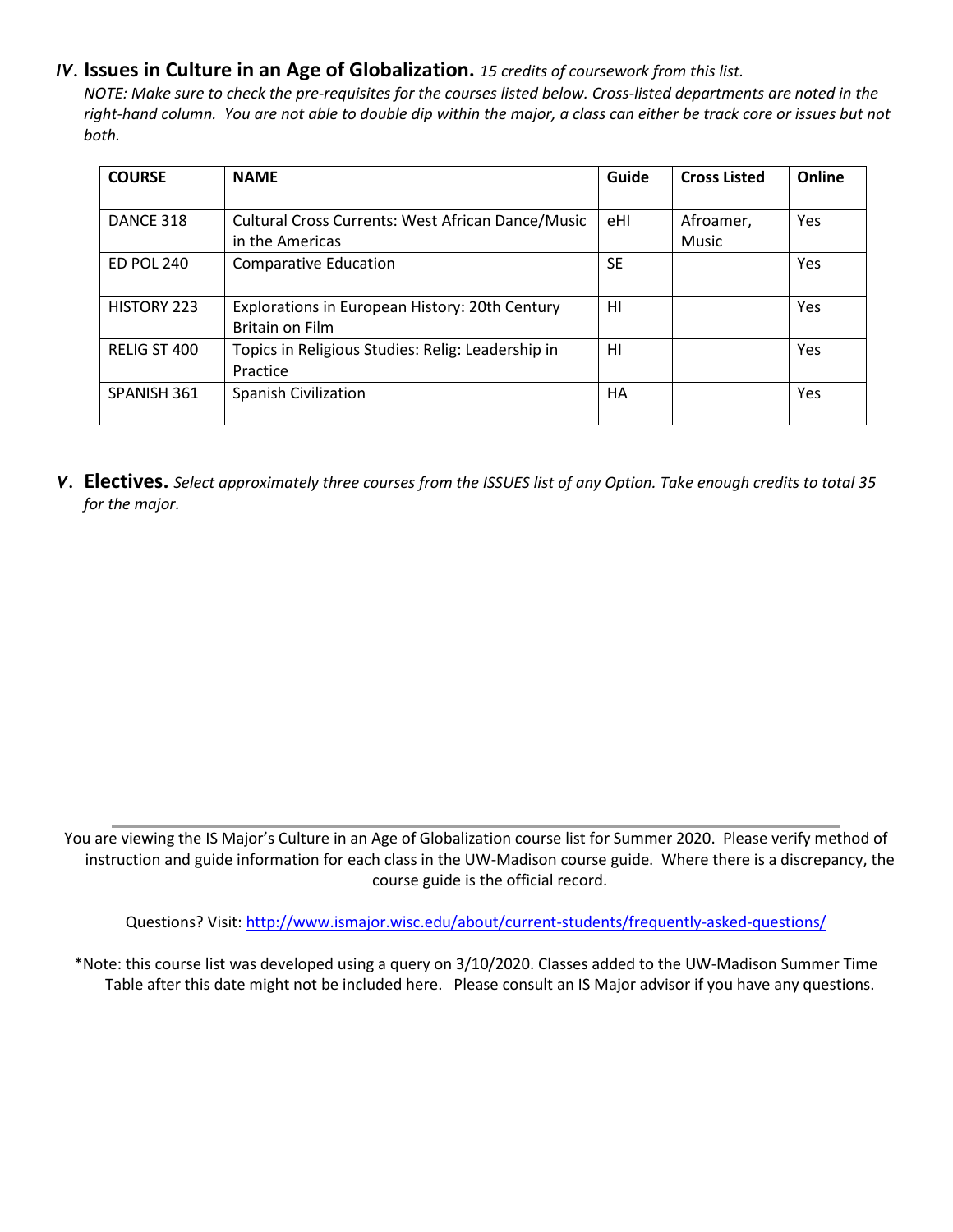## *IV*. Issues in Culture in an Age of Globalization. *15 credits of coursework from this list.*

*NOTE: Make sure to check the pre-requisites for the courses listed below. Cross-listed departments are noted in the right-hand column. You are not able to double dip within the major, a class can either be track core or issues but not both.*

| COURSE | NAME | Guide | Cross Listed | Online |
|---|---|---|---|---|
| DANCE 318 | Cultural Cross Currents: West African Dance/Music in the Americas | eHI | Afroamer, Music | Yes |
| ED POL 240 | Comparative Education | SE | | Yes |
| HISTORY 223 | Explorations in European History: 20th Century Britain on Film | HI | | Yes |
| RELIG ST 400 | Topics in Religious Studies: Relig: Leadership in Practice | HI | | Yes |
| SPANISH 361 | Spanish Civilization | HA | | Yes |

## *V*. Electives. *Select approximately three courses from the ISSUES list of any Option. Take enough credits to total 35 for the major.*

---

You are viewing the IS Major's Culture in an Age of Globalization course list for Summer 2020. Please verify method of instruction and guide information for each class in the UW-Madison course guide. Where there is a discrepancy, the course guide is the official record.

Questions? Visit: http://www.ismajor.wisc.edu/about/current-students/frequently-asked-questions/

*Note: this course list was developed using a query on 3/10/2020. Classes added to the UW-Madison Summer Time Table after this date might not be included here. Please consult an IS Major advisor if you have any questions.